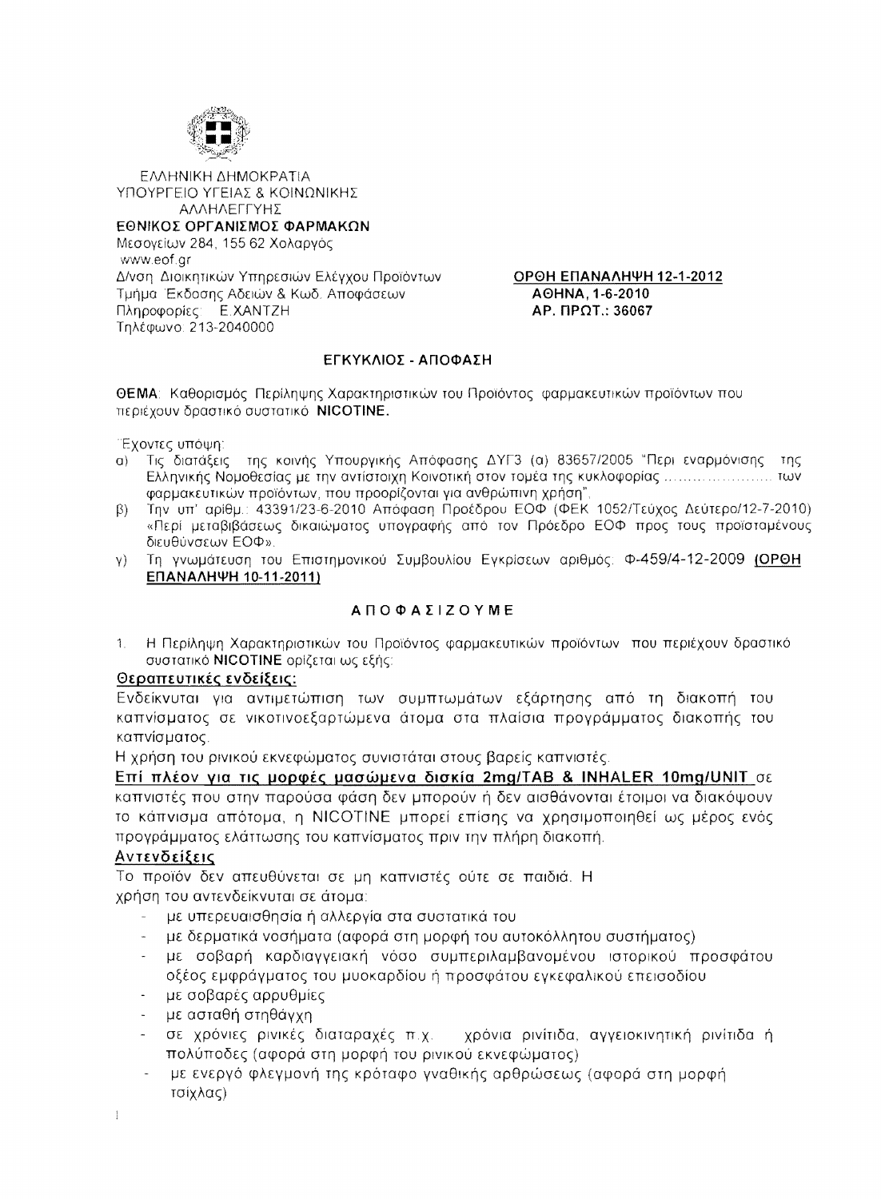ΕΛΛΗΝΙΚΗ ΔΗΜΟΚΡΑΤΙΑ
ΥΠΟΥΡΓΕΙΟ ΥΓΕΙΑΣ & ΚΟΙΝΩΝΙΚΗΣ ΑΛΛΗΛΕΓΓΥΗΣ
**ΕΘΝΙΚΟΣ ΟΡΓΑΝΙΣΜΟΣ ΦΑΡΜΑΚΩΝ**
Μεσογείων 284, 155 62 Χολαργός
www.eof.gr
Δ/νση Διοικητικών Υπηρεσιών Ελέγχου Προϊόντων
Τμήμα Έκδοσης Αδειών & Κωδ. Αποφάσεων
Πληροφορίες: Ε.ΧΑΝΤΖΗ
Τηλέφωνο: 213-2040000

**<u>ΟΡΘΗ ΕΠΑΝΑΛΗΨΗ 12-1-2012</u>**
**ΑΘΗΝΑ, 1-6-2010**
**ΑΡ. ΠΡΩΤ.: 36067**

## ΕΓΚΥΚΛΙΟΣ - ΑΠΟΦΑΣΗ

**ΘΕΜΑ**: Καθορισμός Περίληψης Χαρακτηριστικών του Προϊόντος φαρμακευτικών προϊόντων που περιέχουν δραστικό συστατικό **NICOTINE.**

Έχοντες υπόψη:

α) Τις διατάξεις της κοινής Υπουργικής Απόφασης ΔΥΓ3 (α) 83657/2005 "Περί εναρμόνισης της Ελληνικής Νομοθεσίας με την αντίστοιχη Κοινοτική στον τομέα της κυκλοφορίας ...................... των φαρμακευτικών προϊόντων, που προορίζονται για ανθρώπινη χρήση".

β) Την υπ' αριθμ.: 43391/23-6-2010 Απόφαση Προέδρου ΕΟΦ (ΦΕΚ 1052/Τεύχος Δεύτερο/12-7-2010) «Περί μεταβιβάσεως δικαιώματος υπογραφής από τον Πρόεδρο ΕΟΦ προς τους προϊσταμένους διευθύνσεων ΕΟΦ».

γ) Τη γνωμάτευση του Επιστημονικού Συμβουλίου Εγκρίσεων αριθμός: Φ-459/4-12-2009 **<u>(ΟΡΘΗ ΕΠΑΝΑΛΗΨΗ 10-11-2011)</u>**

## Α Π Ο Φ Α Σ Ι Ζ Ο Υ Μ Ε

1. Η Περίληψη Χαρακτηριστικών του Προϊόντος φαρμακευτικών προϊόντων που περιέχουν δραστικό συστατικό **NICOTINE** ορίζεται ως εξής:

**<u>Θεραπευτικές ενδείξεις:</u>**

Ενδείκνυται για αντιμετώπιση των συμπτωμάτων εξάρτησης από τη διακοπή του καπνίσματος σε νικοτινοεξαρτώμενα άτομα στα πλαίσια προγράμματος διακοπής του καπνίσματος.

Η χρήση του ρινικού εκνεφώματος συνιστάται στους βαρείς καπνιστές.

**<u>Επί πλέον για τις μορφές μασώμενα δισκία 2mg/TAB & INHALER 10mg/UNIT</u>** σε καπνιστές που στην παρούσα φάση δεν μπορούν ή δεν αισθάνονται έτοιμοι να διακόψουν το κάπνισμα απότομα, η NICOTINE μπορεί επίσης να χρησιμοποιηθεί ως μέρος ενός προγράμματος ελάττωσης του καπνίσματος πριν την πλήρη διακοπή.

**<u>Αντενδείξεις</u>**

Το προϊόν δεν απευθύνεται σε μη καπνιστές ούτε σε παιδιά. Η χρήση του αντενδείκνυται σε άτομα:

- με υπερευαισθησία ή αλλεργία στα συστατικά του
- με δερματικά νοσήματα (αφορά στη μορφή του αυτοκόλλητου συστήματος)
- με σοβαρή καρδιαγγειακή νόσο συμπεριλαμβανομένου ιστορικού προσφάτου οξέος εμφράγματος του μυοκαρδίου ή προσφάτου εγκεφαλικού επεισοδίου
- με σοβαρές αρρυθμίες
- με ασταθή στηθάγχη
- σε χρόνιες ρινικές διαταραχές π.χ. χρόνια ρινίτιδα, αγγειοκινητική ρινίτιδα ή πολύποδες (αφορά στη μορφή του ρινικού εκνεφώματος)
- με ενεργό φλεγμονή της κρόταφο γναθικής αρθρώσεως (αφορά στη μορφή τσίχλας)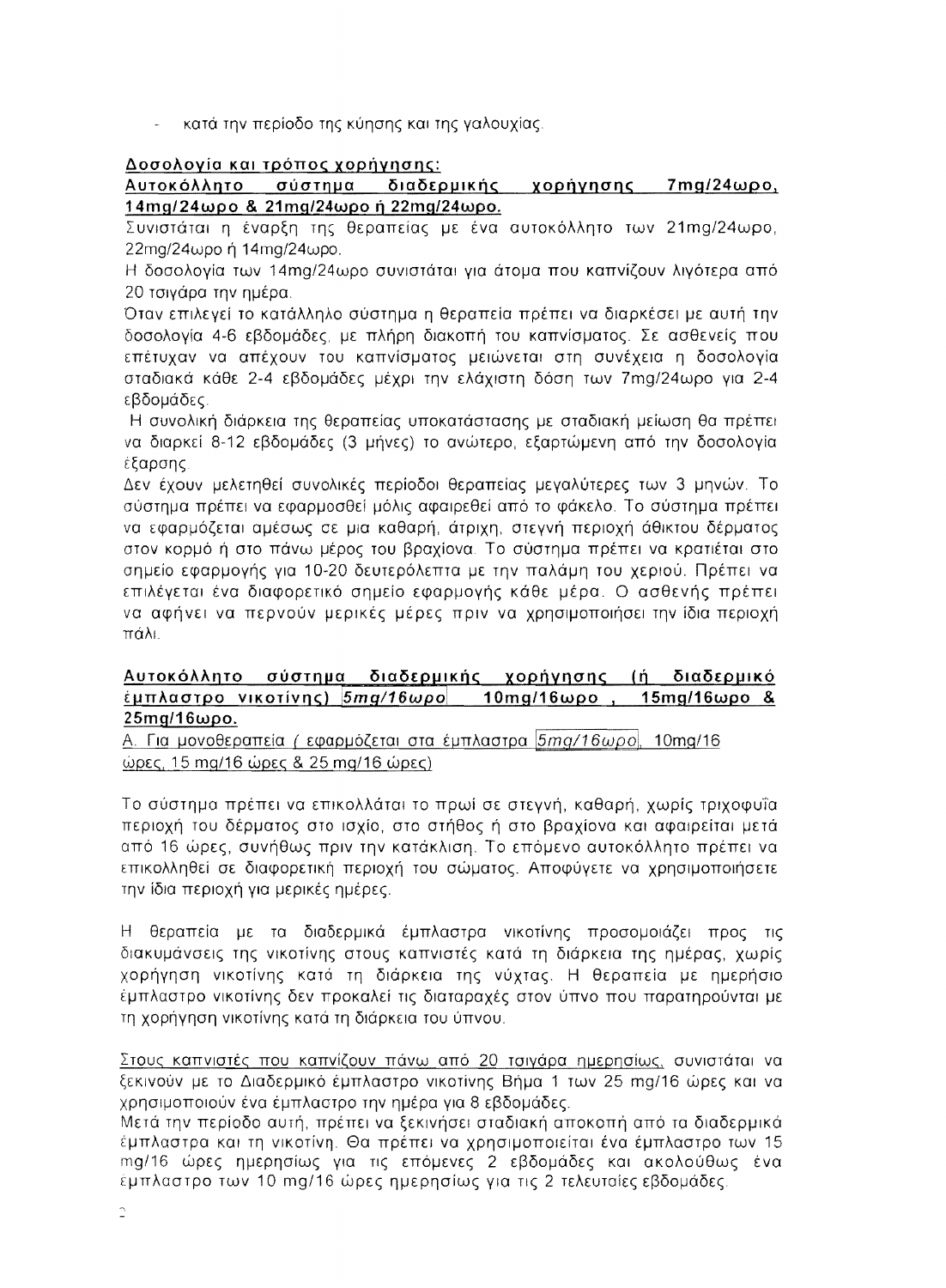- κατά την περίοδο της κύησης και της γαλουχίας.

**Δοσολογία και τρόπος χορήγησης:**

**Αυτοκόλλητο σύστημα διαδερμικής χορήγησης 7mg/24ωρο, 14mg/24ωρο & 21mg/24ωρο ή 22mg/24ωρο.**

Συνιστάται η έναρξη της θεραπείας με ένα αυτοκόλλητο των 21mg/24ωρο, 22mg/24ωρο ή 14mg/24ωρο.

Η δοσολογία των 14mg/24ωρο συνιστάται για άτομα που καπνίζουν λιγότερα από 20 τσιγάρα την ημέρα.

Όταν επιλεγεί το κατάλληλο σύστημα η θεραπεία πρέπει να διαρκέσει με αυτή την δοσολογία 4-6 εβδομάδες, με πλήρη διακοπή του καπνίσματος. Σε ασθενείς που επέτυχαν να απέχουν του καπνίσματος μειώνεται στη συνέχεια η δοσολογία σταδιακά κάθε 2-4 εβδομάδες μέχρι την ελάχιστη δόση των 7mg/24ωρο για 2-4 εβδομάδες.

Η συνολική διάρκεια της θεραπείας υποκατάστασης με σταδιακή μείωση θα πρέπει να διαρκεί 8-12 εβδομάδες (3 μήνες) το ανώτερο, εξαρτώμενη από την δοσολογία έξαρσης

Δεν έχουν μελετηθεί συνολικές περίοδοι θεραπείας μεγαλύτερες των 3 μηνών. Το σύστημα πρέπει να εφαρμοσθεί μόλις αφαιρεθεί από το φάκελο. Το σύστημα πρέπει να εφαρμόζεται αμέσως σε μια καθαρή, άτριχη, στεγνή περιοχή άθικτου δέρματος στον κορμό ή στο πάνω μέρος του βραχίονα. Το σύστημα πρέπει να κρατιέται στο σημείο εφαρμογής για 10-20 δευτερόλεπτα με την παλάμη του χεριού. Πρέπει να επιλέγεται ένα διαφορετικό σημείο εφαρμογής κάθε μέρα. Ο ασθενής πρέπει να αφήνει να περνούν μερικές μέρες πριν να χρησιμοποιήσει την ίδια περιοχή πάλι.

**Αυτοκόλλητο σύστημα διαδερμικής χορήγησης (ή διαδερμικό έμπλαστρο νικοτίνης) *5mg/16ωρο* 10mg/16ωρο , 15mg/16ωρο & 25mg/16ωρο.**

Α. Για μονοθεραπεία ( εφαρμόζεται στα έμπλαστρα *5mg/16ωρο*, 10mg/16 ώρες, 15 mg/16 ώρες & 25 mg/16 ώρες)

Το σύστημα πρέπει να επικολλάται το πρωί σε στεγνή, καθαρή, χωρίς τριχοφυΐα περιοχή του δέρματος στο ισχίο, στο στήθος ή στο βραχίονα και αφαιρείται μετά από 16 ώρες, συνήθως πριν την κατάκλιση. Το επόμενο αυτοκόλλητο πρέπει να επικολληθεί σε διαφορετική περιοχή του σώματος. Αποφύγετε να χρησιμοποιήσετε την ίδια περιοχή για μερικές ημέρες.

Η θεραπεία με τα διαδερμικά έμπλαστρα νικοτίνης προσομοιάζει προς τις διακυμάνσεις της νικοτίνης στους καπνιστές κατά τη διάρκεια της ημέρας, χωρίς χορήγηση νικοτίνης κατά τη διάρκεια της νύχτας. Η θεραπεία με ημερήσιο έμπλαστρο νικοτίνης δεν προκαλεί τις διαταραχές στον ύπνο που παρατηρούνται με τη χορήγηση νικοτίνης κατά τη διάρκεια του ύπνου.

Στους καπνιστές που καπνίζουν πάνω από 20 τσιγάρα ημερησίως, συνιστάται να ξεκινούν με το Διαδερμικό έμπλαστρο νικοτίνης Βήμα 1 των 25 mg/16 ώρες και να χρησιμοποιούν ένα έμπλαστρο την ημέρα για 8 εβδομάδες.

Μετά την περίοδο αυτή, πρέπει να ξεκινήσει σταδιακή αποκοπή από τα διαδερμικά έμπλαστρα και τη νικοτίνη. Θα πρέπει να χρησιμοποιείται ένα έμπλαστρο των 15 mg/16 ώρες ημερησίως για τις επόμενες 2 εβδομάδες και ακολούθως ένα έμπλαστρο των 10 mg/16 ώρες ημερησίως για τις 2 τελευταίες εβδομάδες.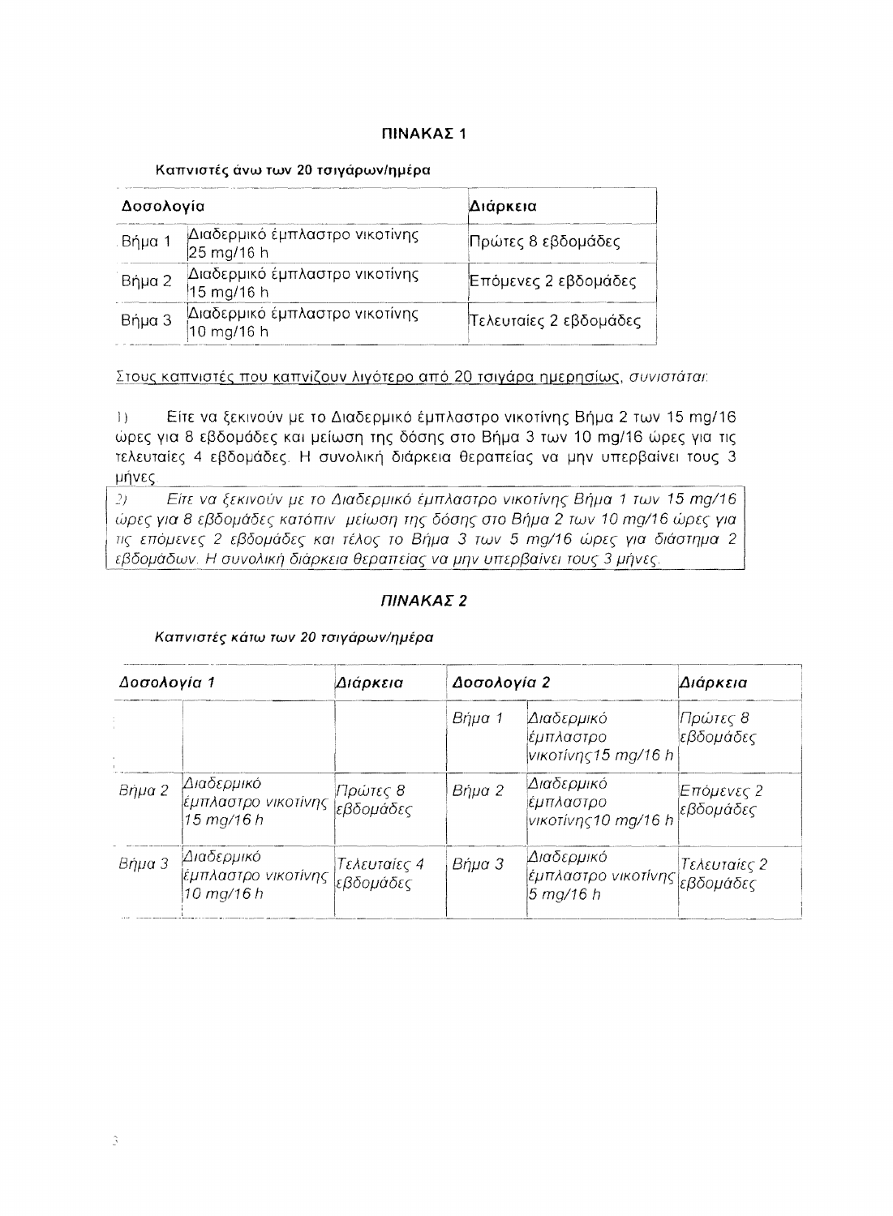**ΠΙΝΑΚΑΣ 1**

**Καπνιστές άνω των 20 τσιγάρων/ημέρα**

| **Δοσολογία** | | **Διάρκεια** |
|---|---|---|
| Βήμα 1 | Διαδερμικό έμπλαστρο νικοτίνης 25 mg/16 h | Πρώτες 8 εβδομάδες |
| Βήμα 2 | Διαδερμικό έμπλαστρο νικοτίνης 15 mg/16 h | Επόμενες 2 εβδομάδες |
| Βήμα 3 | Διαδερμικό έμπλαστρο νικοτίνης 10 mg/16 h | Τελευταίες 2 εβδομάδες |

Στους καπνιστές που καπνίζουν λιγότερο από 20 τσιγάρα ημερησίως, *συνιστάται*:

1) Είτε να ξεκινούν με το Διαδερμικό έμπλαστρο νικοτίνης Βήμα 2 των 15 mg/16 ώρες για 8 εβδομάδες και μείωση της δόσης στο Βήμα 3 των 10 mg/16 ώρες για τις τελευταίες 4 εβδομάδες. Η συνολική διάρκεια θεραπείας να μην υπερβαίνει τους 3 μήνες

*2) Είτε να ξεκινούν με το Διαδερμικό έμπλαστρο νικοτίνης Βήμα 1 των 15 mg/16 ώρες για 8 εβδομάδες κατόπιν μείωση της δόσης στο Βήμα 2 των 10 mg/16 ώρες για τις επόμενες 2 εβδομάδες και τέλος το Βήμα 3 των 5 mg/16 ώρες για διάστημα 2 εβδομάδων. Η συνολική διάρκεια θεραπείας να μην υπερβαίνει τους 3 μήνες.*

***ΠΙΝΑΚΑΣ 2***

***Καπνιστές κάτω των 20 τσιγάρων/ημέρα***

| ***Δοσολογία 1*** | | ***Διάρκεια*** | ***Δοσολογία 2*** | | ***Διάρκεια*** |
|---|---|---|---|---|---|
| | | | *Βήμα 1* | *Διαδερμικό έμπλαστρο νικοτίνης 15 mg/16 h* | *Πρώτες 8 εβδομάδες* |
| *Βήμα 2* | *Διαδερμικό έμπλαστρο νικοτίνης 15 mg/16 h* | *Πρώτες 8 εβδομάδες* | *Βήμα 2* | *Διαδερμικό έμπλαστρο νικοτίνης 10 mg/16 h* | *Επόμενες 2 εβδομάδες* |
| *Βήμα 3* | *Διαδερμικό έμπλαστρο νικοτίνης 10 mg/16 h* | *Τελευταίες 4 εβδομάδες* | *Βήμα 3* | *Διαδερμικό έμπλαστρο νικοτίνης 5 mg/16 h* | *Τελευταίες 2 εβδομάδες* |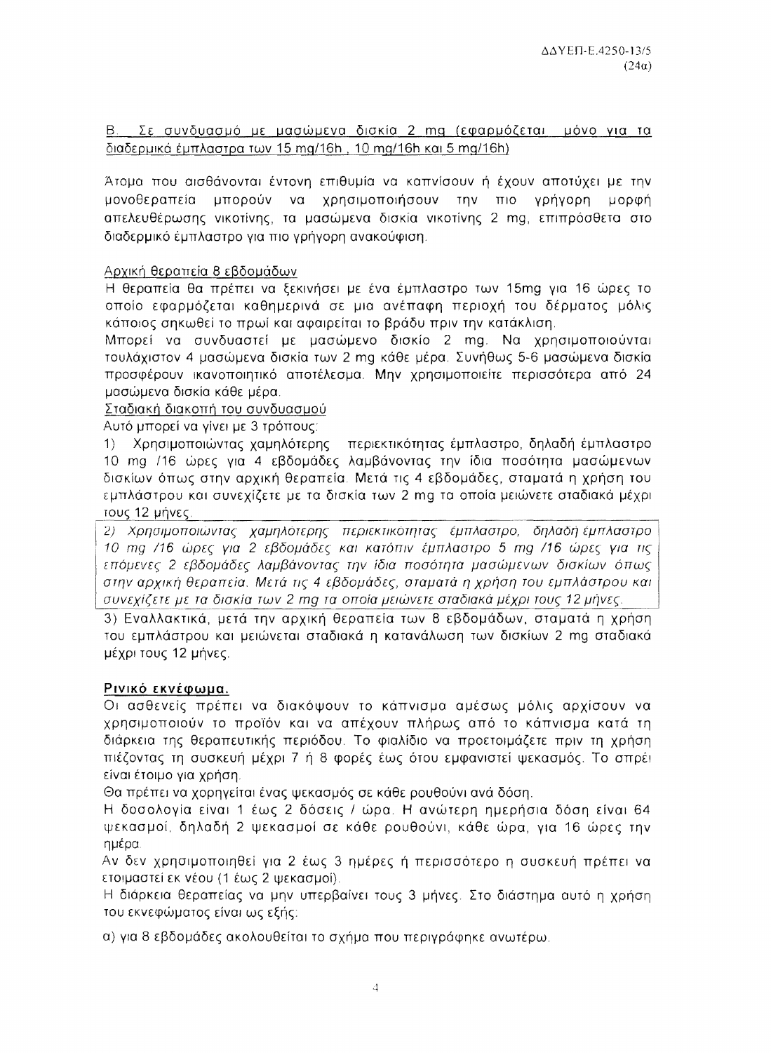<u>Β. Σε συνδυασμό με μασώμενα δισκία 2 mg (εφαρμόζεται μόνο για τα διαδερμικά έμπλαστρα των 15 mg/16h , 10 mg/16h και 5 mg/16h)</u>

Άτομα που αισθάνονται έντονη επιθυμία να καπνίσουν ή έχουν αποτύχει με την μονοθεραπεία μπορούν να χρησιμοποιήσουν την πιο γρήγορη μορφή απελευθέρωσης νικοτίνης, τα μασώμενα δισκία νικοτίνης 2 mg, επιπρόσθετα στο διαδερμικό έμπλαστρο για πιο γρήγορη ανακούφιση.

<u>Αρχική θεραπεία 8 εβδομάδων</u>

Η θεραπεία θα πρέπει να ξεκινήσει με ένα έμπλαστρο των 15mg για 16 ώρες το οποίο εφαρμόζεται καθημερινά σε μια ανέπαφη περιοχή του δέρματος μόλις κάποιος σηκωθεί το πρωί και αφαιρείται το βράδυ πριν την κατάκλιση.

Μπορεί να συνδυαστεί με μασώμενο δισκίο 2 mg. Να χρησιμοποιούνται τουλάχιστον 4 μασώμενα δισκία των 2 mg κάθε μέρα. Συνήθως 5-6 μασώμενα δισκία προσφέρουν ικανοποιητικό αποτέλεσμα. Μην χρησιμοποιείτε περισσότερα από 24 μασώμενα δισκία κάθε μέρα.

<u>Σταδιακή διακοπή του συνδυασμού</u>

Αυτό μπορεί να γίνει με 3 τρόπους:

1) Χρησιμοποιώντας χαμηλότερης περιεκτικότητας έμπλαστρο, δηλαδή έμπλαστρο 10 mg /16 ώρες για 4 εβδομάδες λαμβάνοντας την ίδια ποσότητα μασώμενων δισκίων όπως στην αρχική θεραπεία. Μετά τις 4 εβδομάδες, σταματά η χρήση του εμπλάστρου και συνεχίζετε με τα δισκία των 2 mg τα οποία μειώνετε σταδιακά μέχρι τους 12 μήνες.

*2) Χρησιμοποιώντας χαμηλότερης περιεκτικότητας έμπλαστρο, δηλαδή έμπλαστρο 10 mg /16 ώρες για 2 εβδομάδες και κατόπιν έμπλαστρο 5 mg /16 ώρες για τις επόμενες 2 εβδομάδες λαμβάνοντας την ίδια ποσότητα μασώμενων δισκίων όπως στην αρχική θεραπεία. Μετά τις 4 εβδομάδες, σταματά η χρήση του εμπλάστρου και συνεχίζετε με τα δισκία των 2 mg τα οποία μειώνετε σταδιακά μέχρι τους 12 μήνες.*

3) Εναλλακτικά, μετά την αρχική θεραπεία των 8 εβδομάδων, σταματά η χρήση του εμπλάστρου και μειώνεται σταδιακά η κατανάλωση των δισκίων 2 mg σταδιακά μέχρι τους 12 μήνες.

**<u>Ρινικό εκνέφωμα.</u>**

Οι ασθενείς πρέπει να διακόψουν το κάπνισμα αμέσως μόλις αρχίσουν να χρησιμοποιούν το προϊόν και να απέχουν πλήρως από το κάπνισμα κατά τη διάρκεια της θεραπευτικής περιόδου. Το φιαλίδιο να προετοιμάζετε πριν τη χρήση πιέζοντας τη συσκευή μέχρι 7 ή 8 φορές έως ότου εμφανιστεί ψεκασμός. Το σπρέι είναι έτοιμο για χρήση.

Θα πρέπει να χορηγείται ένας ψεκασμός σε κάθε ρουθούνι ανά δόση.

Η δοσολογία είναι 1 έως 2 δόσεις / ώρα. Η ανώτερη ημερήσια δόση είναι 64 ψεκασμοί, δηλαδή 2 ψεκασμοί σε κάθε ρουθούνι, κάθε ώρα, για 16 ώρες την ημέρα.

Αν δεν χρησιμοποιηθεί για 2 έως 3 ημέρες ή περισσότερο η συσκευή πρέπει να ετοιμαστεί εκ νέου (1 έως 2 ψεκασμοί).

Η διάρκεια θεραπείας να μην υπερβαίνει τους 3 μήνες. Στο διάστημα αυτό η χρήση του εκνεφώματος είναι ως εξής:

α) για 8 εβδομάδες ακολουθείται το σχήμα που περιγράφηκε ανωτέρω.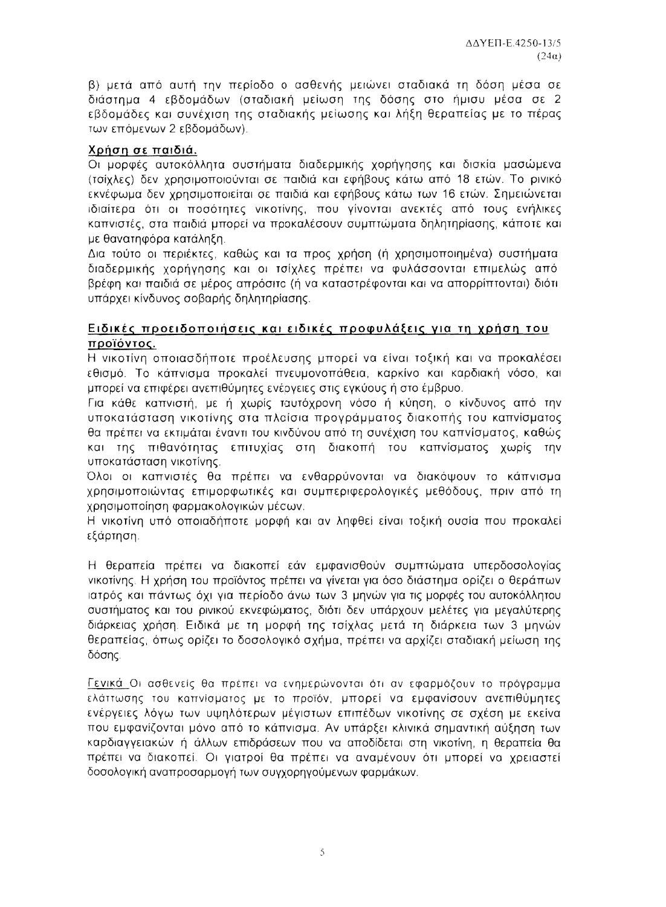β) μετά από αυτή την περίοδο ο ασθενής μειώνει σταδιακά τη δόση μέσα σε διάστημα 4 εβδομάδων (σταδιακή μείωση της δόσης στο ήμισυ μέσα σε 2 εβδομάδες και συνέχιση της σταδιακής μείωσης και λήξη θεραπείας με το πέρας των επόμενων 2 εβδομάδων).

**Χρήση σε παιδιά.**

Οι μορφές αυτοκόλλητα συστήματα διαδερμικής χορήγησης και δισκία μασώμενα (τσίχλες) δεν χρησιμοποιούνται σε παιδιά και εφήβους κάτω από 18 ετών. Το ρινικό εκνέφωμα δεν χρησιμοποιείται σε παιδιά και εφήβους κάτω των 16 ετών. Σημειώνεται ιδιαίτερα ότι οι ποσότητες νικοτίνης, που γίνονται ανεκτές από τους ενήλικες καπνιστές, στα παιδιά μπορεί να προκαλέσουν συμπτώματα δηλητηρίασης, κάποτε και με θανατηφόρα κατάληξη.

Δια τούτο οι περιέκτες, καθώς και τα προς χρήση (ή χρησιμοποιημένα) συστήματα διαδερμικής χορήγησης και οι τσίχλες πρέπει να φυλάσσονται επιμελώς από βρέφη και παιδιά σε μέρος απρόσιτο (ή να καταστρέφονται και να απορρίπτονται) διότι υπάρχει κίνδυνος σοβαρής δηλητηρίασης.

## Ειδικές προειδοποιήσεις και ειδικές προφυλάξεις για τη χρήση του προϊόντος.

Η νικοτίνη οποιασδήποτε προέλευσης μπορεί να είναι τοξική και να προκαλέσει εθισμό. Το κάπνισμα προκαλεί πνευμονοπάθεια, καρκίνο και καρδιακή νόσο, και μπορεί να επιφέρει ανεπιθύμητες ενέργειες στις εγκύους ή στο έμβρυο.

Για κάθε καπνιστή, με ή χωρίς ταυτόχρονη νόσο ή κύηση, ο κίνδυνος από την υποκατάσταση νικοτίνης στα πλαίσια προγράμματος διακοπής του καπνίσματος θα πρέπει να εκτιμάται έναντι του κινδύνου από τη συνέχιση του καπνίσματος, καθώς και της πιθανότητας επιτυχίας στη διακοπή του καπνίσματος χωρίς την υποκατάσταση νικοτίνης.

Όλοι οι καπνιστές θα πρέπει να ενθαρρύνονται να διακόψουν το κάπνισμα χρησιμοποιώντας επιμορφωτικές και συμπεριφερολογικές μεθόδους, πριν από τη χρησιμοποίηση φαρμακολογικών μέσων.

Η νικοτίνη υπό οποιαδήποτε μορφή και αν ληφθεί είναι τοξική ουσία που προκαλεί εξάρτηση.

Η θεραπεία πρέπει να διακοπεί εάν εμφανισθούν συμπτώματα υπερδοσολογίας νικοτίνης. Η χρήση του προϊόντος πρέπει να γίνεται για όσο διάστημα ορίζει ο θεράπων ιατρός και πάντως όχι για περίοδο άνω των 3 μηνών για τις μορφές του αυτοκόλλητου συστήματος και του ρινικού εκνεφώματος, διότι δεν υπάρχουν μελέτες για μεγαλύτερης διάρκειας χρήση. Ειδικά με τη μορφή της τσίχλας μετά τη διάρκεια των 3 μηνών θεραπείας, όπως ορίζει το δοσολογικό σχήμα, πρέπει να αρχίζει σταδιακή μείωση της δόσης.

Γενικά Οι ασθενείς θα πρέπει να ενημερώνονται ότι αν εφαρμόζουν το πρόγραμμα ελάττωσης του καπνίσματος με το προϊόν, μπορεί να εμφανίσουν ανεπιθύμητες ενέργειες λόγω των υψηλότερων μέγιστων επιπέδων νικοτίνης σε σχέση με εκείνα που εμφανίζονται μόνο από το κάπνισμα. Αν υπάρξει κλινικά σημαντική αύξηση των καρδιαγγειακών ή άλλων επιδράσεων που να αποδίδεται στη νικοτίνη, η θεραπεία θα πρέπει να διακοπεί. Οι γιατροί θα πρέπει να αναμένουν ότι μπορεί να χρειαστεί δοσολογική αναπροσαρμογή των συγχορηγούμενων φαρμάκων.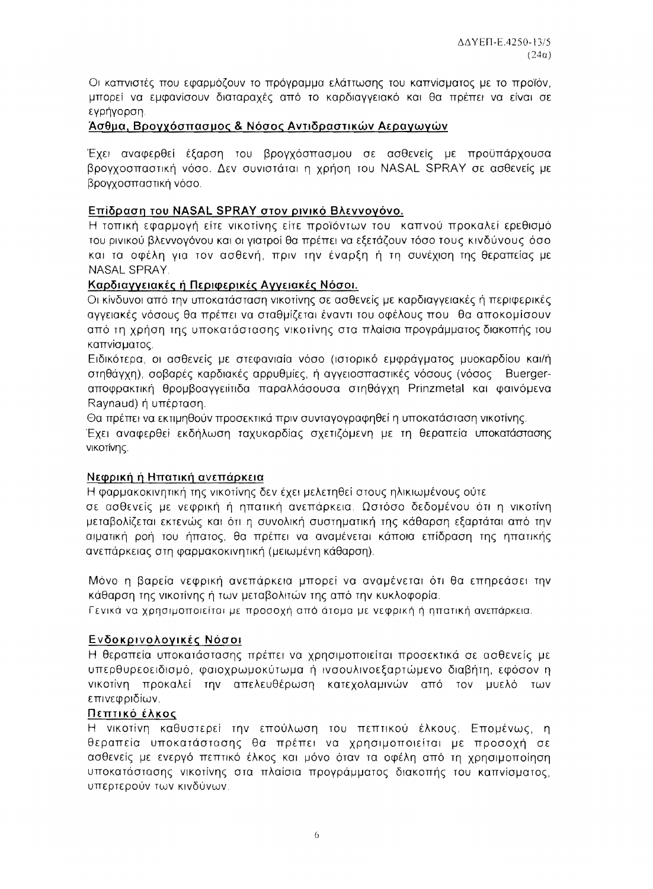Οι καπνιστές που εφαρμόζουν το πρόγραμμα ελάττωσης του καπνίσματος με το προϊόν, μπορεί να εμφανίσουν διαταραχές από το καρδιαγγειακό και θα πρέπει να είναι σε εγρήγορση.

**Άσθμα, Βρογχόσπασμος & Νόσος Αντιδραστικών Αεραγωγών**

Έχει αναφερθεί έξαρση του βρογχόσπασμου σε ασθενείς με προϋπάρχουσα βρογχοσπαστική νόσο. Δεν συνιστάται η χρήση του NASAL SPRAY σε ασθενείς με βρογχοσπαστική νόσο.

**Επίδραση του NASAL SPRAY στον ρινικό Βλεννογόνο.**

Η τοπική εφαρμογή είτε νικοτίνης είτε προϊόντων του καπνού προκαλεί ερεθισμό του ρινικού βλεννογόνου και οι γιατροί θα πρέπει να εξετάζουν τόσο τους κινδύνους όσο και τα οφέλη για τον ασθενή, πριν την έναρξη ή τη συνέχιση της θεραπείας με NASAL SPRAY.

**Καρδιαγγειακές ή Περιφερικές Αγγειακές Νόσοι.**

Οι κίνδυνοι από την υποκατάσταση νικοτίνης σε ασθενείς με καρδιαγγειακές ή περιφερικές αγγειακές νόσους θα πρέπει να σταθμίζεται έναντι του οφέλους που θα αποκομίσουν από τη χρήση της υποκατάστασης νικοτίνης στα πλαίσια προγράμματος διακοπής του καπνίσματος.

Ειδικότερα, οι ασθενείς με στεφανιαία νόσο (ιστορικό εμφράγματος μυοκαρδίου και/ή στηθάγχη), σοβαρές καρδιακές αρρυθμίες, ή αγγειοσπαστικές νόσους (νόσος Buerger-αποφρακτική θρομβοαγγειίτιδα παραλλάσουσα στηθάγχη Prinzmetal και φαινόμενα Raynaud) ή υπέρταση.

Θα πρέπει να εκτιμηθούν προσεκτικά πριν συνταγογραφηθεί η υποκατάσταση νικοτίνης.

Έχει αναφερθεί εκδήλωση ταχυκαρδίας σχετιζόμενη με τη θεραπεία υποκατάστασης νικοτίνης.

**Νεφρική ή Ηπατική ανεπάρκεια**

Η φαρμακοκινητική της νικοτίνης δεν έχει μελετηθεί στους ηλικιωμένους ούτε σε ασθενείς με νεφρική ή ηπατική ανεπάρκεια. Ωστόσο δεδομένου ότι η νικοτίνη μεταβολίζεται εκτενώς και ότι η συνολική συστηματική της κάθαρση εξαρτάται από την αιματική ροή του ήπατος, θα πρέπει να αναμένεται κάποια επίδραση της ηπατικής ανεπάρκειας στη φαρμακοκινητική (μειωμένη κάθαρση).

Μόνο η βαρεία νεφρική ανεπάρκεια μπορεί να αναμένεται ότι θα επηρεάσει την κάθαρση της νικοτίνης ή των μεταβολιτών της από την κυκλοφορία.

Γενικά να χρησιμοποιείται με προσοχή από άτομα με νεφρική ή ηπατική ανεπάρκεια.

**Ενδοκρινολογικές Νόσοι**

Η θεραπεία υποκατάστασης πρέπει να χρησιμοποιείται προσεκτικά σε ασθενείς με υπερθυρεοειδισμό, φαιοχρωμοκύτωμα ή ινσουλινοεξαρτώμενο διαβήτη, εφόσον η νικοτίνη προκαλεί την απελευθέρωση κατεχολαμινών από τον μυελό των επινεφριδίων.

**Πεπτικό έλκος**

Η νικοτίνη καθυστερεί την επούλωση του πεπτικού έλκους. Επομένως, η θεραπεία υποκατάστασης θα πρέπει να χρησιμοποιείται με προσοχή σε ασθενείς με ενεργό πεπτικό έλκος και μόνο όταν τα οφέλη από τη χρησιμοποίηση υποκατάστασης νικοτίνης στα πλαίσια προγράμματος διακοπής του καπνίσματος, υπερτερούν των κινδύνων.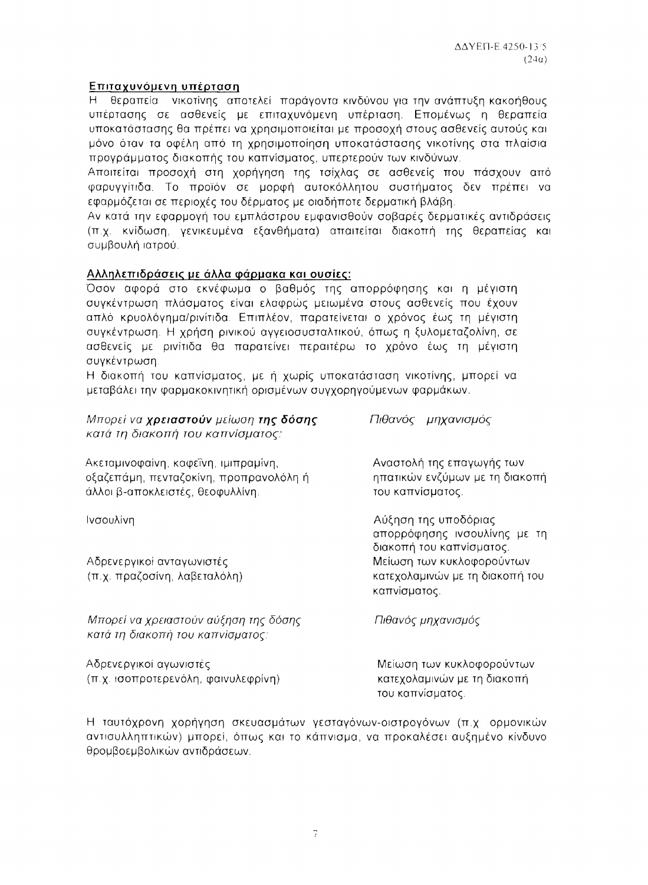## Επιταχυνόμενη υπέρταση

Η θεραπεία νικοτίνης αποτελεί παράγοντα κινδύνου για την ανάπτυξη κακοήθους υπέρτασης σε ασθενείς με επιταχυνόμενη υπέρταση. Επομένως η θεραπεία υποκατάστασης θα πρέπει να χρησιμοποιείται με προσοχή στους ασθενείς αυτούς και μόνο όταν τα οφέλη από τη χρησιμοποίηση υποκατάστασης νικοτίνης στα πλαίσια προγράμματος διακοπής του καπνίσματος, υπερτερούν των κινδύνων.

Απαιτείται προσοχή στη χορήγηση της τσίχλας σε ασθενείς που πάσχουν από φαρυγγίτιδα. Το προϊόν σε μορφή αυτοκόλλητου συστήματος δεν πρέπει να εφαρμόζεται σε περιοχές του δέρματος με οιαδήποτε δερματική βλάβη.

Αν κατά την εφαρμογή του εμπλάστρου εμφανισθούν σοβαρές δερματικές αντιδράσεις (π.χ. κνίδωση, γενικευμένα εξανθήματα) απαιτείται διακοπή της θεραπείας και συμβουλή ιατρού.

## Αλληλεπιδράσεις με άλλα φάρμακα και ουσίες:

Όσον αφορά στο εκνέφωμα ο βαθμός της απορρόφησης και η μέγιστη συγκέντρωση πλάσματος είναι ελαφρώς μειωμένα στους ασθενείς που έχουν απλό κρυολόγημα/ρινίτιδα. Επιπλέον, παρατείνεται ο χρόνος έως τη μέγιστη συγκέντρωση. Η χρήση ρινικού αγγειοσυσταλτικού, όπως η ξυλομεταζολίνη, σε ασθενείς με ρινίτιδα θα παρατείνει περαιτέρω το χρόνο έως τη μέγιστη συγκέντρωση.

Η διακοπή του καπνίσματος, με ή χωρίς υποκατάσταση νικοτίνης, μπορεί να μεταβάλει την φαρμακοκινητική ορισμένων συγχορηγούμενων φαρμάκων.

| *Μπορεί να **χρειαστούν** μείωση **της δόσης** κατά τη διακοπή του καπνίσματος:* | *Πιθανός μηχανισμός* |
|---|---|
| Ακεταμινοφαίνη, καφεΐνη, ιμιπραμίνη, οξαζεπάμη, πενταζοκίνη, προπρανολόλη ή άλλοι β-αποκλειστές, θεοφυλλίνη. | Αναστολή της επαγωγής των ηπατικών ενζύμων με τη διακοπή του καπνίσματος. |
| Ινσουλίνη | Αύξηση της υποδόριας απορρόφησης ινσουλίνης με τη διακοπή του καπνίσματος. |
| Αδρενεργικοί ανταγωνιστές (π.χ. πραζοσίνη, λαβεταλόλη) | Μείωση των κυκλοφορούντων κατεχολαμινών με τη διακοπή του καπνίσματος. |
| *Μπορεί να χρειαστούν αύξηση της δόσης κατά τη διακοπή του καπνίσματος:* | *Πιθανός μηχανισμός* |
| Αδρενεργικοί αγωνιστές (π.χ. ισοπροτερενόλη, φαινυλεφρίνη) | Μείωση των κυκλοφορούντων κατεχολαμινών με τη διακοπή του καπνίσματος. |

Η ταυτόχρονη χορήγηση σκευασμάτων γεσταγόνων-οιστρογόνων (π.χ. ορμονικών αντισυλληπτικών) μπορεί, όπως και το κάπνισμα, να προκαλέσει αυξημένο κίνδυνο θρομβοεμβολικών αντιδράσεων.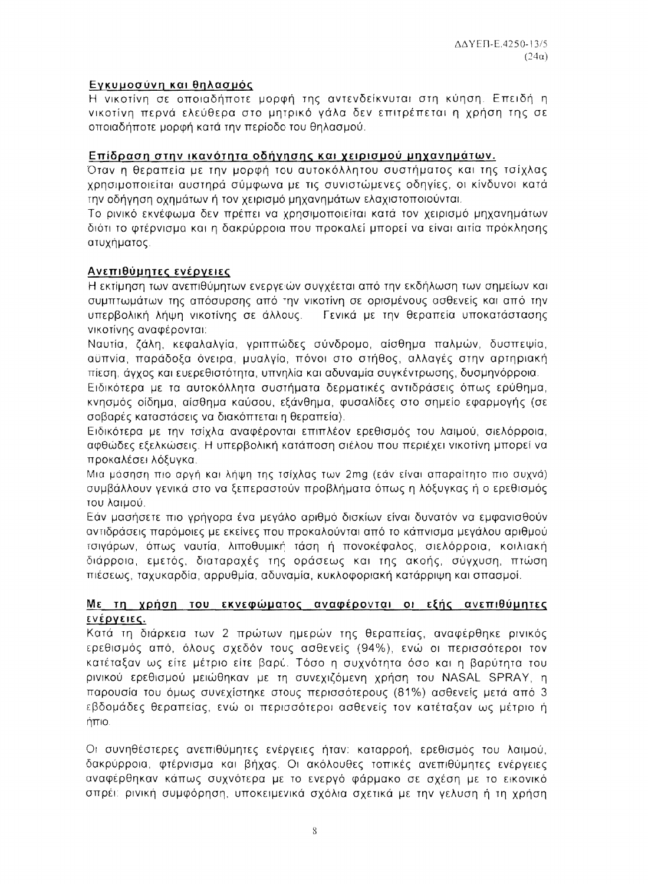## Εγκυμοσύνη και θηλασμός

Η νικοτίνη σε οποιαδήποτε μορφή της αντενδείκνυται στη κύηση. Επειδή η νικοτίνη περνά ελεύθερα στο μητρικό γάλα δεν επιτρέπεται η χρήση της σε οποιαδήποτε μορφή κατά την περίοδο του θηλασμού.

## Επίδραση στην ικανότητα οδήγησης και χειρισμού μηχανημάτων.

Όταν η θεραπεία με την μορφή του αυτοκόλλητου συστήματος και της τσίχλας χρησιμοποιείται αυστηρά σύμφωνα με τις συνιστώμενες οδηγίες, οι κίνδυνοι κατά την οδήγηση οχημάτων ή τον χειρισμό μηχανημάτων ελαχιστοποιούνται.

Το ρινικό εκνέφωμα δεν πρέπει να χρησιμοποιείται κατά τον χειρισμό μηχανημάτων διότι το φτέρνισμα και η δακρύρροια που προκαλεί μπορεί να είναι αιτία πρόκλησης ατυχήματος.

## Ανεπιθύμητες ενέργειες

Η εκτίμηση των ανεπιθύμητων ενεργειών συγχέεται από την εκδήλωση των σημείων και συμπτωμάτων της απόσυρσης από την νικοτίνη σε ορισμένους ασθενείς και από την υπερβολική λήψη νικοτίνης σε άλλους. Γενικά με την θεραπεία υποκατάστασης νικοτίνης αναφέρονται:

Ναυτία, ζάλη, κεφαλαλγία, γριππώδες σύνδρομο, αίσθημα παλμών, δυσπεψία, αυπνία, παράδοξα όνειρα, μυαλγία, πόνοι στο στήθος, αλλαγές στην αρτηριακή πίεση, άγχος και ευερεθιστότητα, υπνηλία και αδυναμία συγκέντρωσης, δυσμηνόρροια.

Ειδικότερα με τα αυτοκόλλητα συστήματα δερματικές αντιδράσεις όπως ερύθημα, κνησμός οίδημα, αίσθημα καύσου, εξάνθημα, φυσαλίδες στο σημείο εφαρμογής (σε σοβαρές καταστάσεις να διακόπτεται η θεραπεία).

Ειδικότερα με την τσίχλα αναφέρονται επιπλέον ερεθισμός του λαιμού, σιελόρροια, αφθώδες εξελκώσεις. Η υπερβολική κατάποση σιέλου που περιέχει νικοτίνη μπορεί να προκαλέσει λόξυγκα.

Μια μάσηση πιο αργή και λήψη της τσίχλας των 2mg (εάν είναι απαραίτητο πιο συχνά) συμβάλλουν γενικά στο να ξεπεραστούν προβλήματα όπως η λόξυγκας ή ο ερεθισμός του λαιμού.

Εάν μασήσετε πιο γρήγορα ένα μεγάλο αριθμό δισκίων είναι δυνατόν να εμφανισθούν αντιδράσεις παρόμοιες με εκείνες που προκαλούνται από το κάπνισμα μεγάλου αριθμού τσιγάρων, όπως ναυτία, λιποθυμική τάση ή πονοκέφαλος, σιελόρροια, κοιλιακή διάρροια, εμετός, διαταραχές της οράσεως και της ακοής, σύγχυση, πτώση πιέσεως, ταχυκαρδία, αρρυθμία, αδυναμία, κυκλοφοριακή κατάρριψη και σπασμοί.

## Με τη χρήση του εκνεφώματος αναφέρονται οι εξής ανεπιθύμητες ενέργειες.

Κατά τη διάρκεια των 2 πρώτων ημερών της θεραπείας, αναφέρθηκε ρινικός ερεθισμός από, όλους σχεδόν τους ασθενείς (94%), ενώ οι περισσότεροι τον κατέταξαν ως είτε μέτριο είτε βαρύ. Τόσο η συχνότητα όσο και η βαρύτητα του ρινικού ερεθισμού μειώθηκαν με τη συνεχιζόμενη χρήση του NASAL SPRAY, η παρουσία του όμως συνεχίστηκε στους περισσότερους (81%) ασθενείς μετά από 3 εβδομάδες θεραπείας, ενώ οι περισσότεροι ασθενείς τον κατέταξαν ως μέτριο ή ήπιο.

Οι συνηθέστερες ανεπιθύμητες ενέργειες ήταν: καταρροή, ερεθισμός του λαιμού, δακρύρροια, φτέρνισμα και βήχας. Οι ακόλουθες τοπικές ανεπιθύμητες ενέργειες αναφέρθηκαν κάπως συχνότερα με το ενεργό φάρμακο σε σχέση με το εικονικό σπρέι: ρινική συμφόρηση, υποκειμενικά σχόλια σχετικά με την γευση ή τη χρήση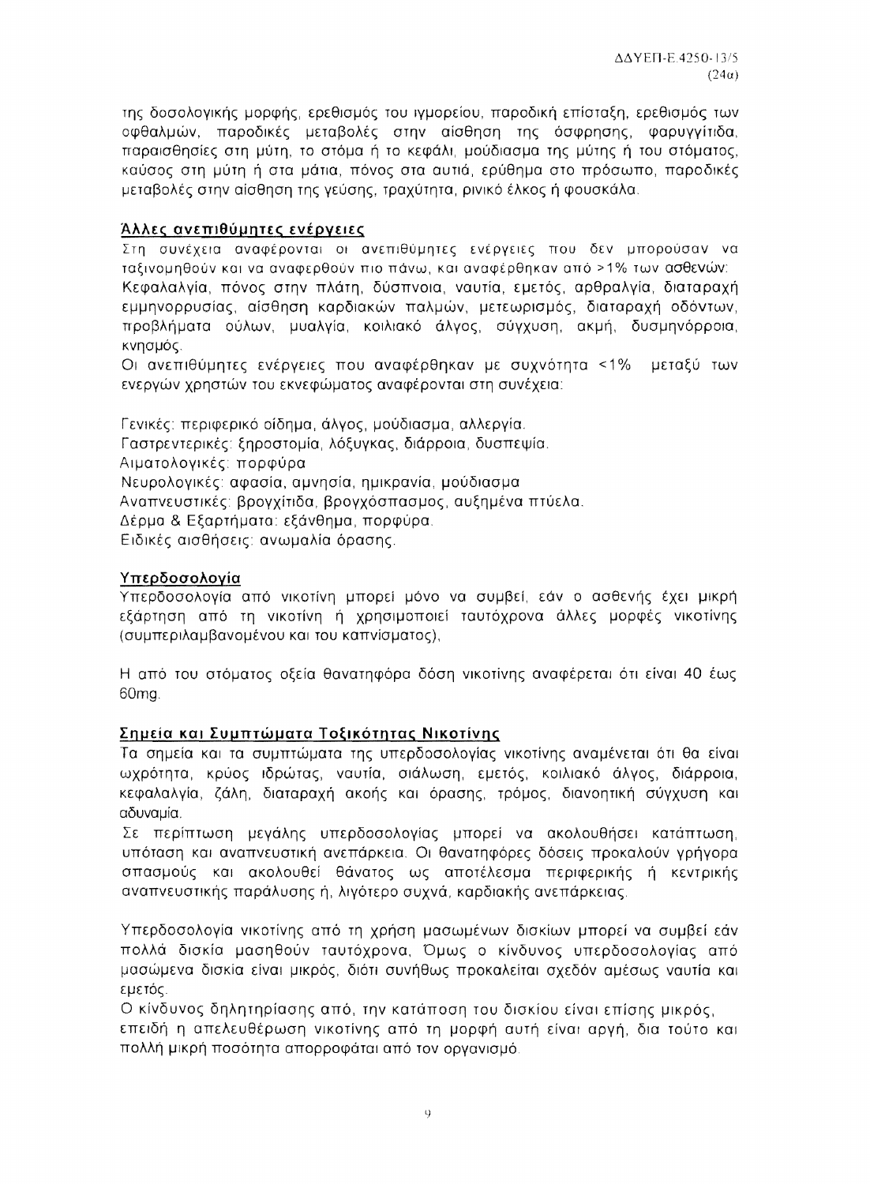της δοσολογικής μορφής, ερεθισμός του ιγμορείου, παροδική επίσταξη, ερεθισμός των οφθαλμών, παροδικές μεταβολές στην αίσθηση της όσφρησης, φαρυγγίτιδα, παραισθησίες στη μύτη, το στόμα ή το κεφάλι, μούδιασμα της μύτης ή του στόματος, καύσος στη μύτη ή στα μάτια, πόνος στα αυτιά, ερύθημα στο πρόσωπο, παροδικές μεταβολές στην αίσθηση της γεύσης, τραχύτητα, ρινικό έλκος ή φουσκάλα.

## Άλλες ανεπιθύμητες ενέργειες

Στη συνέχεια αναφέρονται οι ανεπιθύμητες ενέργειες που δεν μπορούσαν να ταξινομηθούν και να αναφερθούν πιο πάνω, και αναφέρθηκαν από >1% των ασθενών:
Κεφαλαλγία, πόνος στην πλάτη, δύσπνοια, ναυτία, εμετός, αρθραλγία, διαταραχή εμμηνορρυσίας, αίσθηση καρδιακών παλμών, μετεωρισμός, διαταραχή οδόντων, προβλήματα ούλων, μυαλγία, κοιλιακό άλγος, σύγχυση, ακμή, δυσμηνόρροια, κνησμός.
Οι ανεπιθύμητες ενέργειες που αναφέρθηκαν με συχνότητα <1% μεταξύ των ενεργών χρηστών του εκνεφώματος αναφέρονται στη συνέχεια:

Γενικές: περιφερικό οίδημα, άλγος, μούδιασμα, αλλεργία.
Γαστρεντερικές: ξηροστομία, λόξυγκας, διάρροια, δυσπεψία.
Αιματολογικές: πορφύρα
Νευρολογικές: αφασία, αμνησία, ημικρανία, μούδιασμα
Αναπνευστικές: βρογχίτιδα, βρογχόσπασμος, αυξημένα πτύελα.
Δέρμα & Εξαρτήματα: εξάνθημα, πορφύρα.
Ειδικές αισθήσεις: ανωμαλία όρασης.

## Υπερδοσολογία

Υπερδοσολογία από νικοτίνη μπορεί μόνο να συμβεί, εάν ο ασθενής έχει μικρή εξάρτηση από τη νικοτίνη ή χρησιμοποιεί ταυτόχρονα άλλες μορφές νικοτίνης (συμπεριλαμβανομένου και του καπνίσματος),

Η από του στόματος οξεία θανατηφόρα δόση νικοτίνης αναφέρεται ότι είναι 40 έως 60mg.

## Σημεία και Συμπτώματα Τοξικότητας Νικοτίνης

Τα σημεία και τα συμπτώματα της υπερδοσολογίας νικοτίνης αναμένεται ότι θα είναι ωχρότητα, κρύος ιδρώτας, ναυτία, σιάλωση, εμετός, κοιλιακό άλγος, διάρροια, κεφαλαλγία, ζάλη, διαταραχή ακοής και όρασης, τρόμος, διανοητική σύγχυση και αδυναμία.
Σε περίπτωση μεγάλης υπερδοσολογίας μπορεί να ακολουθήσει κατάπτωση, υπόταση και αναπνευστική ανεπάρκεια. Οι θανατηφόρες δόσεις προκαλούν γρήγορα σπασμούς και ακολουθεί θάνατος ως αποτέλεσμα περιφερικής ή κεντρικής αναπνευστικής παράλυσης ή, λιγότερο συχνά, καρδιακής ανεπάρκειας.

Υπερδοσολογία νικοτίνης από τη χρήση μασωμένων δισκίων μπορεί να συμβεί εάν πολλά δισκία μασηθούν ταυτόχρονα, Όμως ο κίνδυνος υπερδοσολογίας από μασώμενα δισκία είναι μικρός, διότι συνήθως προκαλείται σχεδόν αμέσως ναυτία και εμετός.
Ο κίνδυνος δηλητηρίασης από, την κατάποση του δισκίου είναι επίσης μικρός, επειδή η απελευθέρωση νικοτίνης από τη μορφή αυτή είναι αργή, δια τούτο και πολλή μικρή ποσότητα απορροφάται από τον οργανισμό.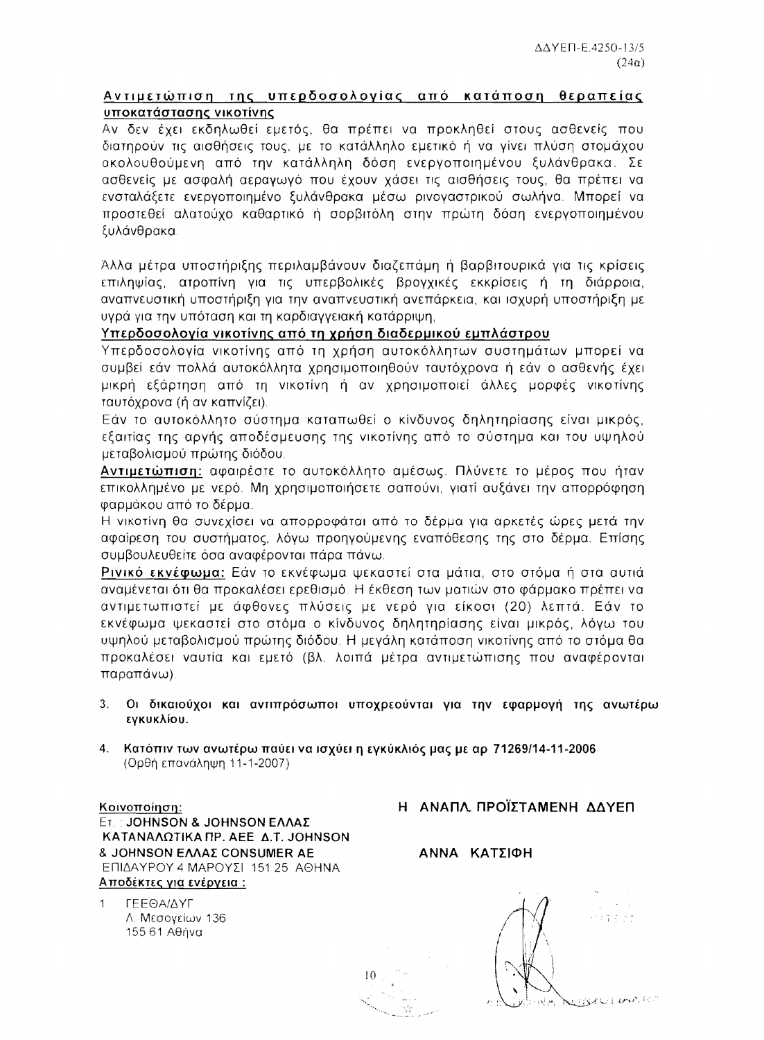ΔΔΥΕΠ-Ε.4250-13/5
(24α)

**Αντιμετώπιση της υπερδοσολογίας από κατάποση θεραπείας υποκατάστασης νικοτίνης**

Αν δεν έχει εκδηλωθεί εμετός, θα πρέπει να προκληθεί στους ασθενείς που διατηρούν τις αισθήσεις τους, με το κατάλληλο εμετικό ή να γίνει πλύση στομάχου ακολουθούμενη από την κατάλληλη δόση ενεργοποιημένου ξυλάνθρακα. Σε ασθενείς με ασφαλή αεραγωγό που έχουν χάσει τις αισθήσεις τους, θα πρέπει να ενσταλάξετε ενεργοποιημένο ξυλάνθρακα μέσω ρινογαστρικού σωλήνα. Μπορεί να προστεθεί αλατούχο καθαρτικό ή σορβιτόλη στην πρώτη δόση ενεργοποιημένου ξυλάνθρακα.

Άλλα μέτρα υποστήριξης περιλαμβάνουν διαζεπάμη ή βαρβιτουρικά για τις κρίσεις επιληψίας, ατροπίνη για τις υπερβολικές βρογχικές εκκρίσεις ή τη διάρροια, αναπνευστική υποστήριξη για την αναπνευστική ανεπάρκεια, και ισχυρή υποστήριξη με υγρά για την υπόταση και τη καρδιαγγειακή κατάρρειψη.

**Υπερδοσολογία νικοτίνης από τη χρήση διαδερμικού εμπλάστρου**

Υπερδοσολογία νικοτίνης από τη χρήση αυτοκόλλητων συστημάτων μπορεί να συμβεί εάν πολλά αυτοκόλλητα χρησιμοποιηθούν ταυτόχρονα ή εάν ο ασθενής έχει μικρή εξάρτηση από τη νικοτίνη ή αν χρησιμοποιεί άλλες μορφές νικοτίνης ταυτόχρονα (ή αν καπνίζει).

Εάν το αυτοκόλλητο σύστημα καταπωθεί ο κίνδυνος δηλητηρίασης είναι μικρός, εξαιτίας της αργής αποδέσμευσης της νικοτίνης από το σύστημα και του υψηλού μεταβολισμού πρώτης διόδου.

**Αντιμετώπιση:** αφαιρέστε το αυτοκόλλητο αμέσως. Πλύνετε το μέρος που ήταν επικολλημένο με νερό. Μη χρησιμοποιήσετε σαπούνι, γιατί αυξάνει την απορρόφηση φαρμάκου από το δέρμα.

Η νικοτίνη θα συνεχίσει να απορροφάται από το δέρμα για αρκετές ώρες μετά την αφαίρεση του συστήματος, λόγω προηγούμενης εναπόθεσης της στο δέρμα. Επίσης συμβουλευθείτε όσα αναφέρονται πάρα πάνω.

**Ρινικό εκνέφωμα:** Εάν το εκνέφωμα ψεκαστεί στα μάτια, στο στόμα ή στα αυτιά αναμένεται ότι θα προκαλέσει ερεθισμό. Η έκθεση των ματιών στο φάρμακο πρέπει να αντιμετωπιστεί με άφθονες πλύσεις με νερό για είκοσι (20) λεπτά. Εάν το εκνέφωμα ψεκαστεί στο στόμα ο κίνδυνος δηλητηρίασης είναι μικρός, λόγω του υψηλού μεταβολισμού πρώτης διόδου. Η μεγάλη κατάποση νικοτίνης από το στόμα θα προκαλέσει ναυτία και εμετό (βλ. λοιπά μέτρα αντιμετώπισης που αναφέρονται παραπάνω).

3. **Οι δικαιούχοι και αντιπρόσωποι υποχρεούνται για την εφαρμογή της ανωτέρω εγκυκλίου.**

4. **Κατόπιν των ανωτέρω παύει να ισχύει η εγκύκλιός μας με αρ 71269/14-11-2006** (Ορθή επανάληψη 11-1-2007)

**Κοινοποίηση:**
Ετ.: **JOHNSON & JOHNSON ΕΛΛΑΣ ΚΑΤΑΝΑΛΩΤΙΚΑ ΠΡ. ΑΕΕ Δ.Τ. JOHNSON & JOHNSON ΕΛΛΑΣ CONSUMER AE**
ΕΠΙΔΑΥΡΟΥ 4 ΜΑΡΟΥΣΙ 151 25 ΑΘΗΝΑ

**Αποδέκτες για ενέργεια :**

1. ΓΕΕΘΑ/ΔΥΓ
   Λ. Μεσογείων 136
   155 61 Αθήνα

**Η ΑΝΑΠΛ. ΠΡΟΪΣΤΑΜΕΝΗ ΔΔΥΕΠ**

**ΑΝΝΑ ΚΑΤΣΙΦΗ**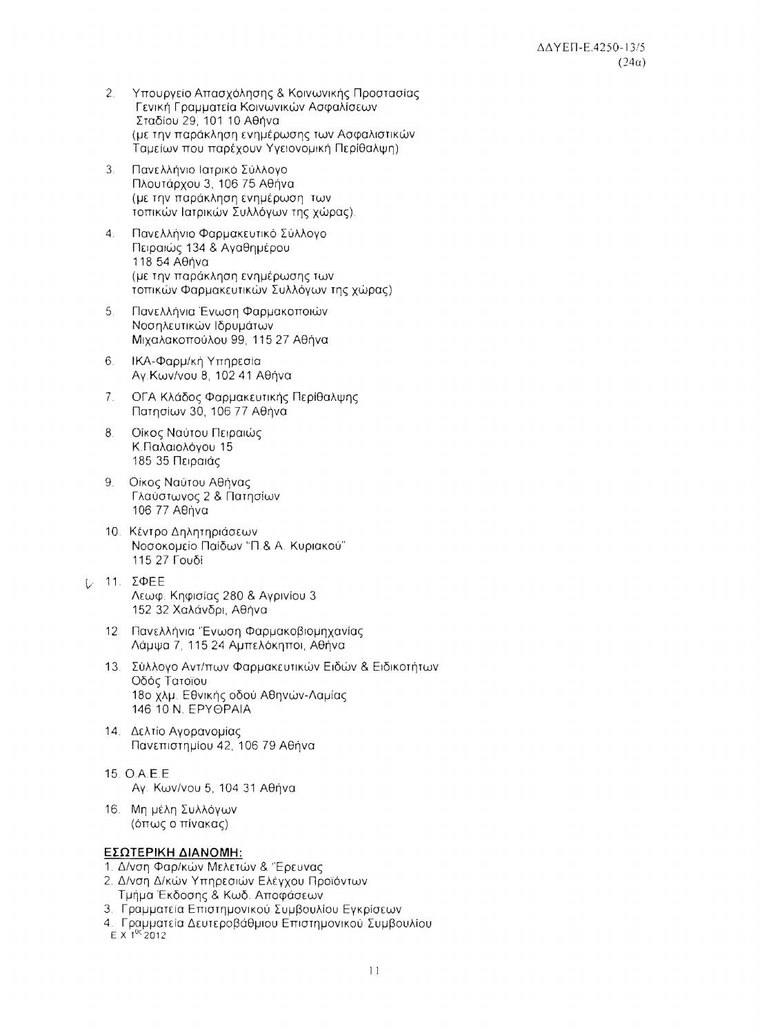ΔΔΥΕΠ-Ε.4250-13/5
(24α)

2. Υπουργείο Απασχόλησης & Κοινωνικής Προστασίας
   Γενική Γραμματεία Κοινωνικών Ασφαλίσεων
   Σταδίου 29, 101 10 Αθήνα
   (με την παράκληση ενημέρωσης των Ασφαλιστικών Ταμείων που παρέχουν Υγειονομική Περίθαλψη)

3. Πανελλήνιο Ιατρικό Σύλλογο
   Πλουτάρχου 3, 106 75 Αθήνα
   (με την παράκληση ενημέρωση των τοπικών Ιατρικών Συλλόγων της χώρας).

4. Πανελλήνιο Φαρμακευτικό Σύλλογο
   Πειραιώς 134 & Αγαθημέρου
   118 54 Αθήνα
   (με την παράκληση ενημέρωσης των τοπικών Φαρμακευτικών Συλλόγων της χώρας)

5. Πανελλήνια Ένωση Φαρμακοποιών Νοσηλευτικών Ιδρυμάτων
   Μιχαλακοπούλου 99, 115 27 Αθήνα

6. ΙΚΑ-Φαρμ/κή Υπηρεσία
   Αγ.Κων/νου 8, 102 41 Αθήνα

7. ΟΓΑ Κλάδος Φαρμακευτικής Περίθαλψης
   Πατησίων 30, 106 77 Αθήνα

8. Οίκος Ναύτου Πειραιώς
   Κ.Παλαιολόγου 15
   185 35 Πειραιάς

9. Οίκος Ναύτου Αθήνας
   Γλαύστωνος 2 & Πατησίων
   106 77 Αθήνα

10. Κέντρο Δηλητηριάσεων
    Νοσοκομείο Παίδων "Π.& Α. Κυριακού"
    115 27 Γουδί

11. ΣΦΕΕ
    Λεωφ. Κηφισίας 280 & Αγρινίου 3
    152 32 Χαλάνδρι, Αθήνα

12. Πανελλήνια Ένωση Φαρμακοβιομηχανίας
    Λάμψα 7, 115 24 Αμπελόκηποι, Αθήνα

13. Σύλλογο Αντ/πων Φαρμακευτικών Ειδών & Ειδικοτήτων
    Οδός Τατοΐου
    18ο χλμ. Εθνικής οδού Αθηνών-Λαμίας
    146 10 Ν. ΕΡΥΘΡΑΙΑ

14. Δελτίο Αγορανομίας
    Πανεπιστημίου 42, 106 79 Αθήνα

15. Ο.Α.Ε.Ε
    Αγ. Κων/νου 5, 104 31 Αθήνα

16. Μη μέλη Συλλόγων
    (όπως ο πίνακας)

**ΕΣΩΤΕΡΙΚΗ ΔΙΑΝΟΜΗ:**

1. Δ/νση Φαρ/κών Μελετών & Έρευνας
2. Δ/νση Δ/κών Υπηρεσιών Ελέγχου Προϊόντων
   Τμήμα Έκδοσης & Κωδ. Αποφάσεων
3. Γραμματεία Επιστημονικού Συμβουλίου Εγκρίσεων
4. Γραμματεία Δευτεροβάθμιου Επιστημονικού Συμβουλίου

Ε.Χ 1ος 2012